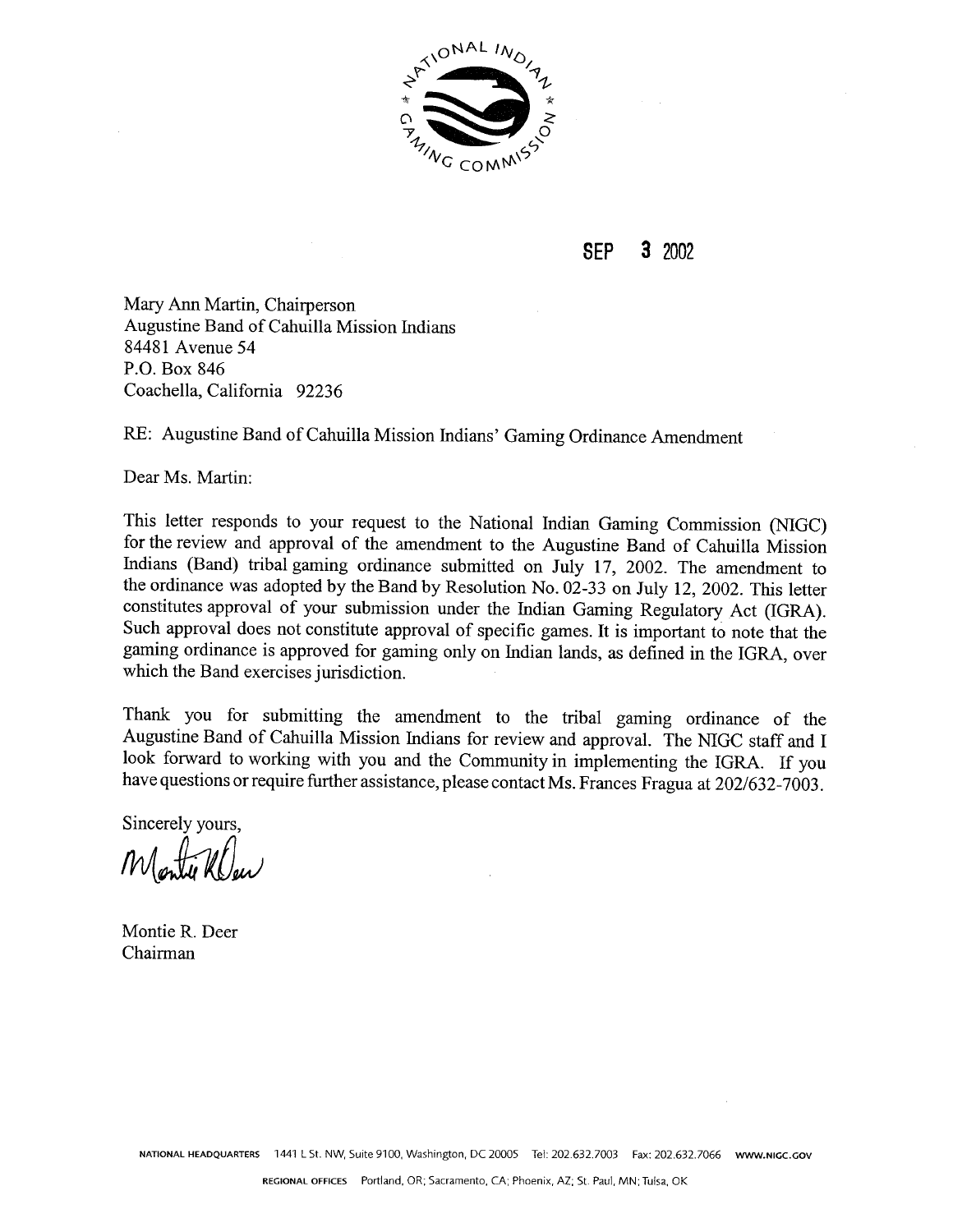SEP 3 2002

Mary Ann Martin, Chairperson
Augustine Band of Cahuilla Mission Indians
84481 Avenue 54
P.O. Box 846
Coachella, California 92236

RE: Augustine Band of Cahuilla Mission Indians' Gaming Ordinance Amendment

Dear Ms. Martin:

This letter responds to your request to the National Indian Gaming Commission (NIGC) for the review and approval of the amendment to the Augustine Band of Cahuilla Mission Indians (Band) tribal gaming ordinance submitted on July 17, 2002. The amendment to the ordinance was adopted by the Band by Resolution No. 02-33 on July 12, 2002. This letter constitutes approval of your submission under the Indian Gaming Regulatory Act (IGRA). Such approval does not constitute approval of specific games. It is important to note that the gaming ordinance is approved for gaming only on Indian lands, as defined in the IGRA, over which the Band exercises jurisdiction.

Thank you for submitting the amendment to the tribal gaming ordinance of the Augustine Band of Cahuilla Mission Indians for review and approval. The NIGC staff and I look forward to working with you and the Community in implementing the IGRA. If you have questions or require further assistance, please contact Ms. Frances Fragua at 202/632-7003.

Sincerely yours,

Montie R. Deer
Chairman

NATIONAL HEADQUARTERS 1441 L St. NW, Suite 9100, Washington, DC 20005 Tel: 202.632.7003 Fax: 202.632.7066 WWW.NIGC.GOV

REGIONAL OFFICES Portland, OR; Sacramento, CA; Phoenix, AZ; St. Paul, MN; Tulsa, OK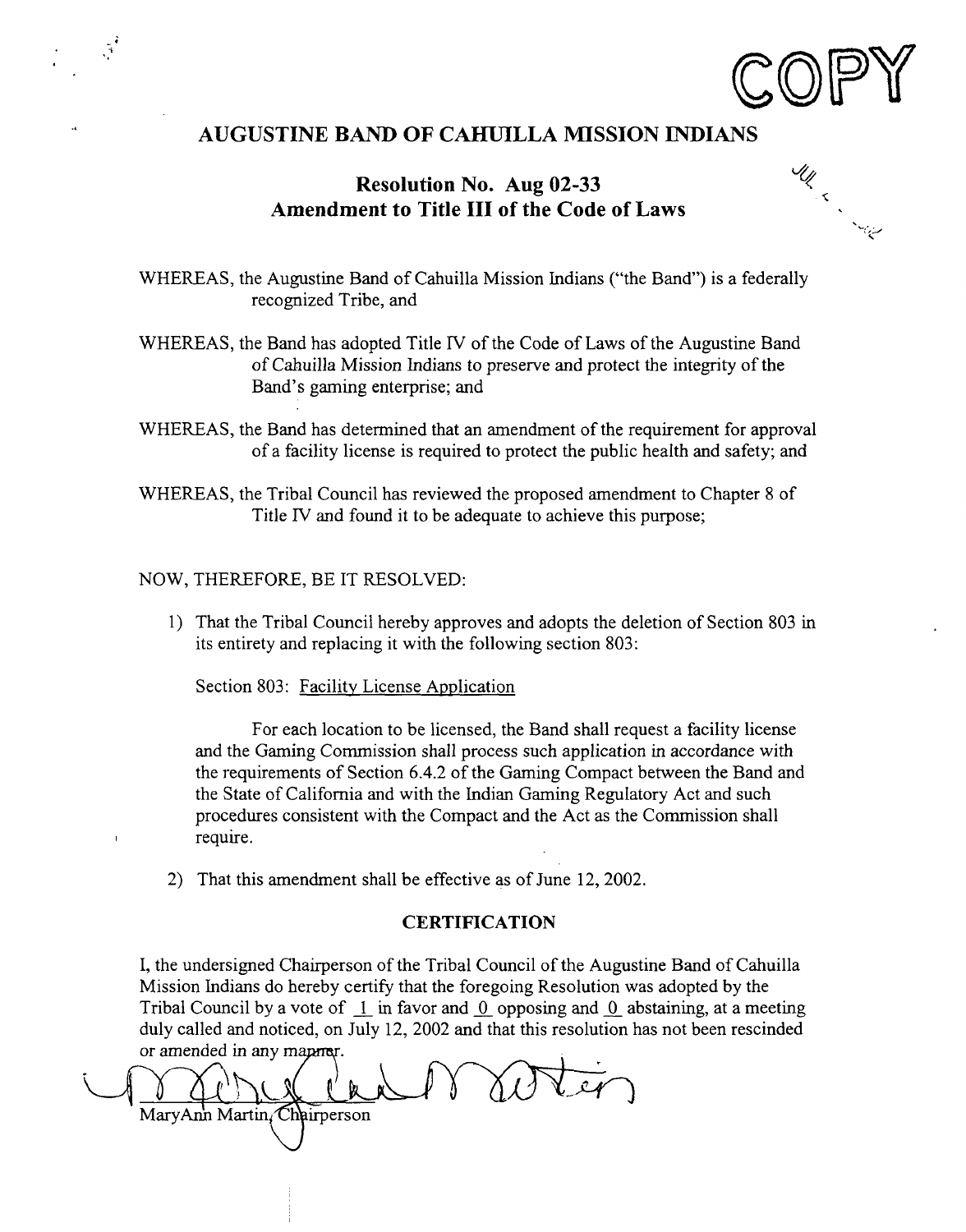COPY

# AUGUSTINE BAND OF CAHUILLA MISSION INDIANS

## Resolution No. Aug 02-33
## Amendment to Title III of the Code of Laws

WHEREAS, the Augustine Band of Cahuilla Mission Indians ("the Band") is a federally recognized Tribe, and

WHEREAS, the Band has adopted Title IV of the Code of Laws of the Augustine Band of Cahuilla Mission Indians to preserve and protect the integrity of the Band's gaming enterprise; and

WHEREAS, the Band has determined that an amendment of the requirement for approval of a facility license is required to protect the public health and safety; and

WHEREAS, the Tribal Council has reviewed the proposed amendment to Chapter 8 of Title IV and found it to be adequate to achieve this purpose;

NOW, THEREFORE, BE IT RESOLVED:

1) That the Tribal Council hereby approves and adopts the deletion of Section 803 in its entirety and replacing it with the following section 803:

   Section 803: Facility License Application

   For each location to be licensed, the Band shall request a facility license and the Gaming Commission shall process such application in accordance with the requirements of Section 6.4.2 of the Gaming Compact between the Band and the State of California and with the Indian Gaming Regulatory Act and such procedures consistent with the Compact and the Act as the Commission shall require.

2) That this amendment shall be effective as of June 12, 2002.

### CERTIFICATION

I, the undersigned Chairperson of the Tribal Council of the Augustine Band of Cahuilla Mission Indians do hereby certify that the foregoing Resolution was adopted by the Tribal Council by a vote of 1 in favor and 0 opposing and 0 abstaining, at a meeting duly called and noticed, on July 12, 2002 and that this resolution has not been rescinded or amended in any manner.

MaryAnn Martin, Chairperson